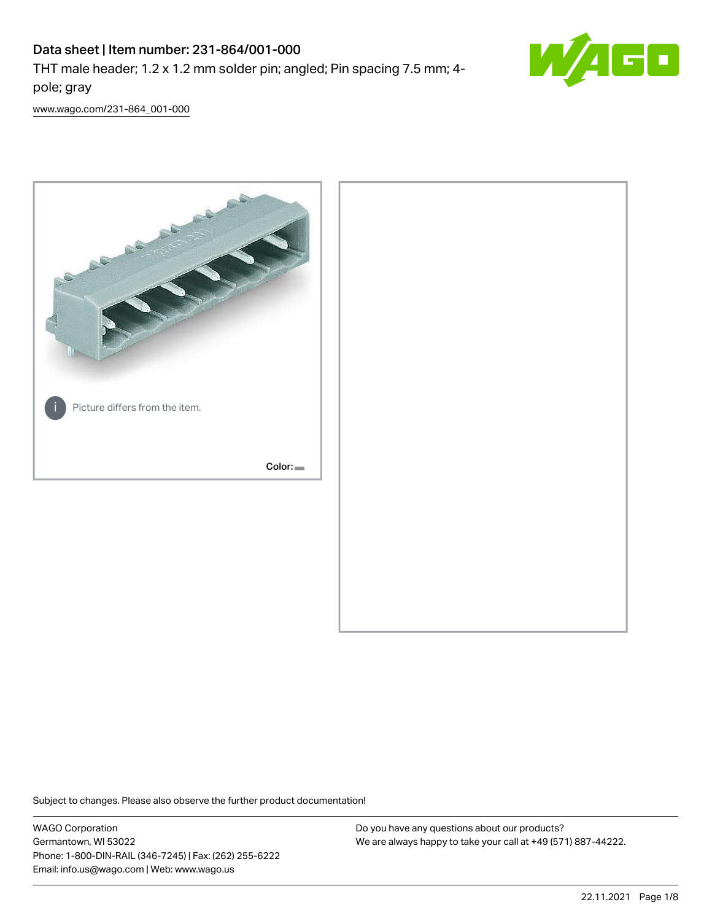# Data sheet | Item number: 231-864/001-000

THT male header; 1.2 x 1.2 mm solder pin; angled; Pin spacing 7.5 mm; 4-pole; gray

www.wago.com/231-864_001-000

Picture differs from the item.

Color:

Subject to changes. Please also observe the further product documentation!

WAGO Corporation
Germantown, WI 53022
Phone: 1-800-DIN-RAIL (346-7245) | Fax: (262) 255-6222
Email: info.us@wago.com | Web: www.wago.us

Do you have any questions about our products?
We are always happy to take your call at +49 (571) 887-44222.

22.11.2021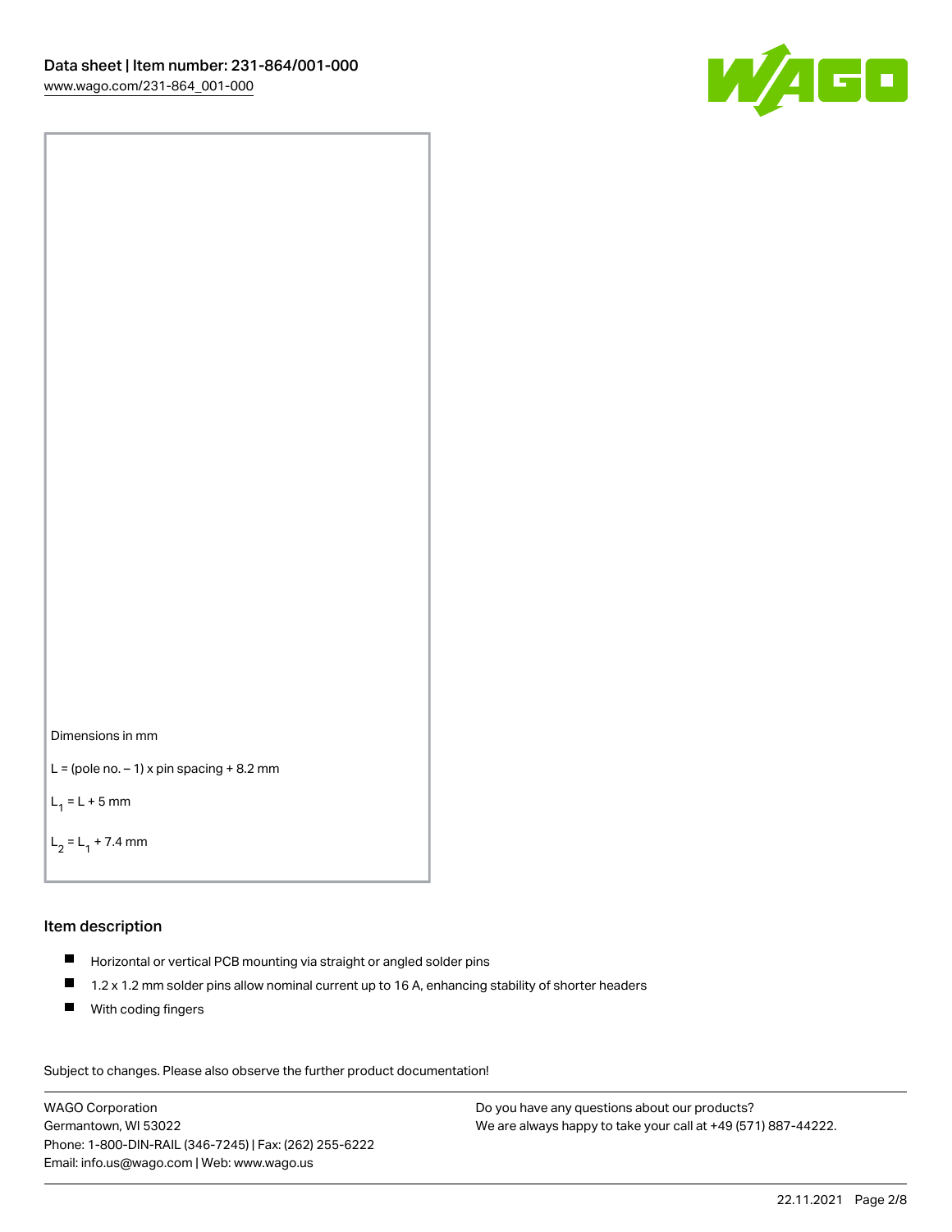Dimensions in mm

L = (pole no. – 1) x pin spacing + 8.2 mm

$L_1$ = L + 5 mm

$L_2$ = $L_1$ + 7.4 mm

## Item description

- Horizontal or vertical PCB mounting via straight or angled solder pins
- 1.2 x 1.2 mm solder pins allow nominal current up to 16 A, enhancing stability of shorter headers
- With coding fingers

Subject to changes. Please also observe the further product documentation!

WAGO Corporation
Germantown, WI 53022
Phone: 1-800-DIN-RAIL (346-7245) | Fax: (262) 255-6222
Email: info.us@wago.com | Web: www.wago.us

Do you have any questions about our products?
We are always happy to take your call at +49 (571) 887-44222.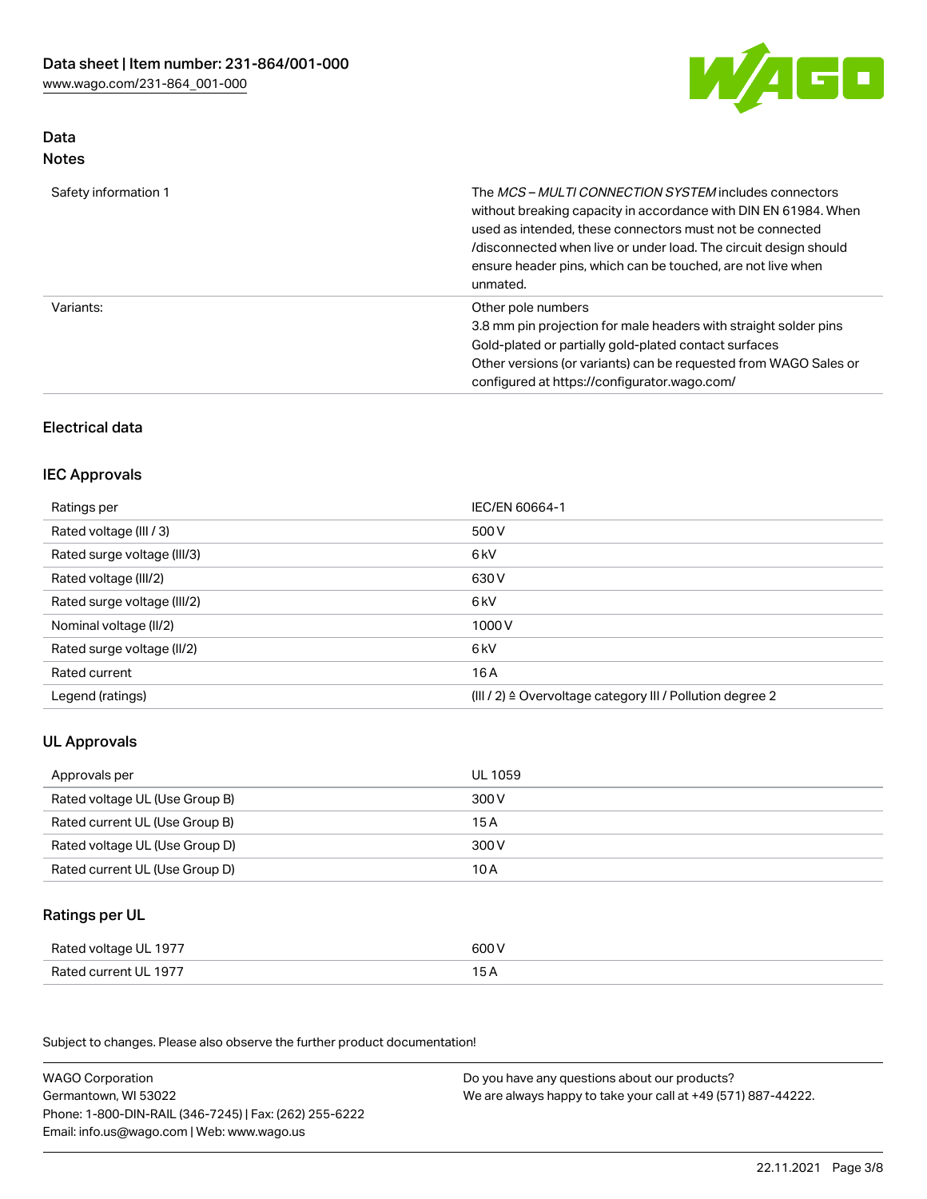## Data
### Notes

| | |
|---|---|
| Safety information 1 | The *MCS – MULTI CONNECTION SYSTEM* includes connectors without breaking capacity in accordance with DIN EN 61984. When used as intended, these connectors must not be connected /disconnected when live or under load. The circuit design should ensure header pins, which can be touched, are not live when unmated. |
| Variants: | Other pole numbers<br>3.8 mm pin projection for male headers with straight solder pins<br>Gold-plated or partially gold-plated contact surfaces<br>Other versions (or variants) can be requested from WAGO Sales or configured at https://configurator.wago.com/ |

## Electrical data

### IEC Approvals

| | |
|---|---|
| Ratings per | IEC/EN 60664-1 |
| Rated voltage (III / 3) | 500 V |
| Rated surge voltage (III/3) | 6 kV |
| Rated voltage (III/2) | 630 V |
| Rated surge voltage (III/2) | 6 kV |
| Nominal voltage (II/2) | 1000 V |
| Rated surge voltage (II/2) | 6 kV |
| Rated current | 16 A |
| Legend (ratings) | (III / 2) ≙ Overvoltage category III / Pollution degree 2 |

### UL Approvals

| | |
|---|---|
| Approvals per | UL 1059 |
| Rated voltage UL (Use Group B) | 300 V |
| Rated current UL (Use Group B) | 15 A |
| Rated voltage UL (Use Group D) | 300 V |
| Rated current UL (Use Group D) | 10 A |

### Ratings per UL

| | |
|---|---|
| Rated voltage UL 1977 | 600 V |
| Rated current UL 1977 | 15 A |

Subject to changes. Please also observe the further product documentation!

WAGO Corporation
Germantown, WI 53022
Phone: 1-800-DIN-RAIL (346-7245) | Fax: (262) 255-6222
Email: info.us@wago.com | Web: www.wago.us

Do you have any questions about our products?
We are always happy to take your call at +49 (571) 887-44222.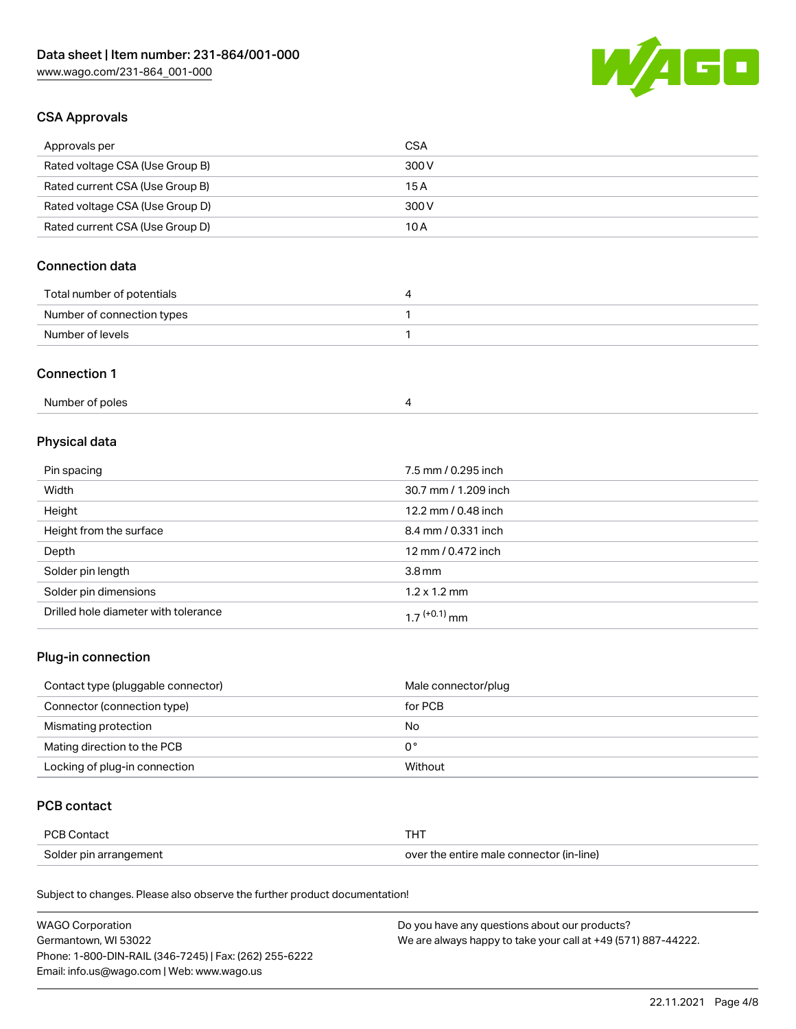## CSA Approvals

| | |
|---|---|
| Approvals per | CSA |
| Rated voltage CSA (Use Group B) | 300 V |
| Rated current CSA (Use Group B) | 15 A |
| Rated voltage CSA (Use Group D) | 300 V |
| Rated current CSA (Use Group D) | 10 A |

## Connection data

| | |
|---|---|
| Total number of potentials | 4 |
| Number of connection types | 1 |
| Number of levels | 1 |

## Connection 1

| | |
|---|---|
| Number of poles | 4 |

## Physical data

| | |
|---|---|
| Pin spacing | 7.5 mm / 0.295 inch |
| Width | 30.7 mm / 1.209 inch |
| Height | 12.2 mm / 0.48 inch |
| Height from the surface | 8.4 mm / 0.331 inch |
| Depth | 12 mm / 0.472 inch |
| Solder pin length | 3.8 mm |
| Solder pin dimensions | 1.2 x 1.2 mm |
| Drilled hole diameter with tolerance | $1.7^{(+0.1)}$ mm |

## Plug-in connection

| | |
|---|---|
| Contact type (pluggable connector) | Male connector/plug |
| Connector (connection type) | for PCB |
| Mismating protection | No |
| Mating direction to the PCB | 0 ° |
| Locking of plug-in connection | Without |

## PCB contact

| | |
|---|---|
| PCB Contact | THT |
| Solder pin arrangement | over the entire male connector (in-line) |

Subject to changes. Please also observe the further product documentation!

WAGO Corporation
Germantown, WI 53022
Phone: 1-800-DIN-RAIL (346-7245) | Fax: (262) 255-6222
Email: info.us@wago.com | Web: www.wago.us

Do you have any questions about our products?
We are always happy to take your call at +49 (571) 887-44222.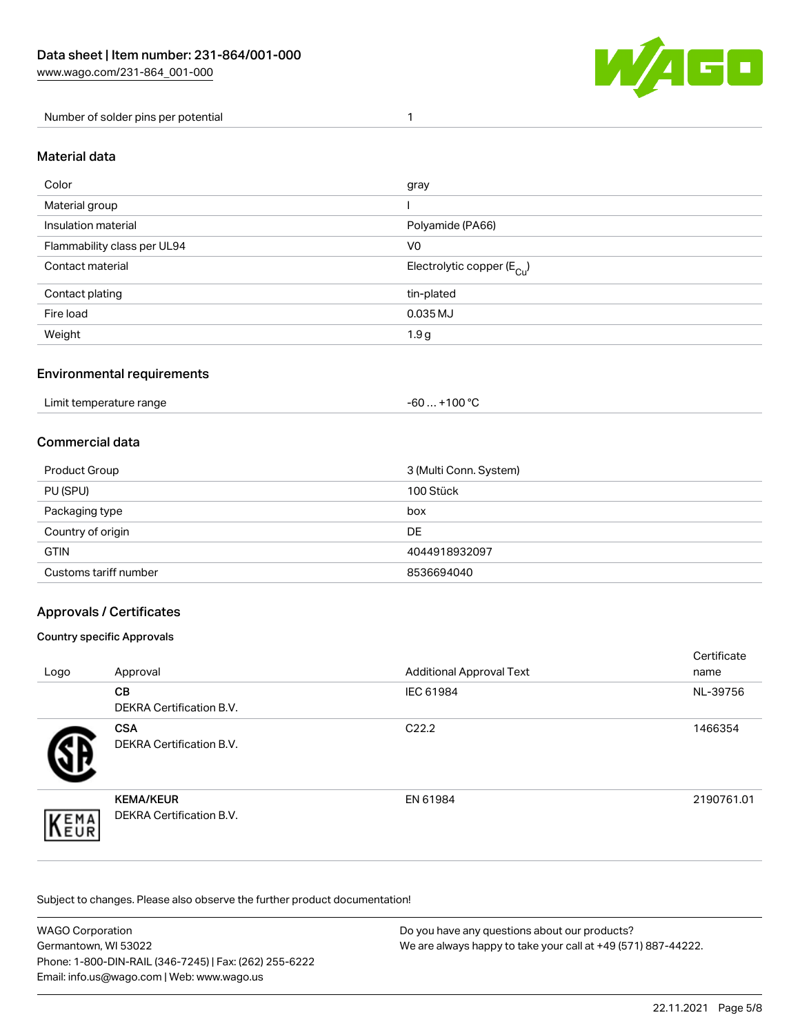| | |
|---|---|
| Number of solder pins per potential | 1 |

## Material data

| | |
|---|---|
| Color | gray |
| Material group | I |
| Insulation material | Polyamide (PA66) |
| Flammability class per UL94 | V0 |
| Contact material | Electrolytic copper ($E_{Cu}$) |
| Contact plating | tin-plated |
| Fire load | 0.035 MJ |
| Weight | 1.9 g |

## Environmental requirements

| | |
|---|---|
| Limit temperature range | -60 … +100 °C |

## Commercial data

| | |
|---|---|
| Product Group | 3 (Multi Conn. System) |
| PU (SPU) | 100 Stück |
| Packaging type | box |
| Country of origin | DE |
| GTIN | 4044918932097 |
| Customs tariff number | 8536694040 |

## Approvals / Certificates

### Country specific Approvals

| Logo | Approval | Additional Approval Text | Certificate name |
|---|---|---|---|
| | **CB**<br>DEKRA Certification B.V. | IEC 61984 | NL-39756 |
| | **CSA**<br>DEKRA Certification B.V. | C22.2 | 1466354 |
| | **KEMA/KEUR**<br>DEKRA Certification B.V. | EN 61984 | 2190761.01 |

Subject to changes. Please also observe the further product documentation!

WAGO Corporation
Germantown, WI 53022
Phone: 1-800-DIN-RAIL (346-7245) | Fax: (262) 255-6222
Email: info.us@wago.com | Web: www.wago.us

Do you have any questions about our products?
We are always happy to take your call at +49 (571) 887-44222.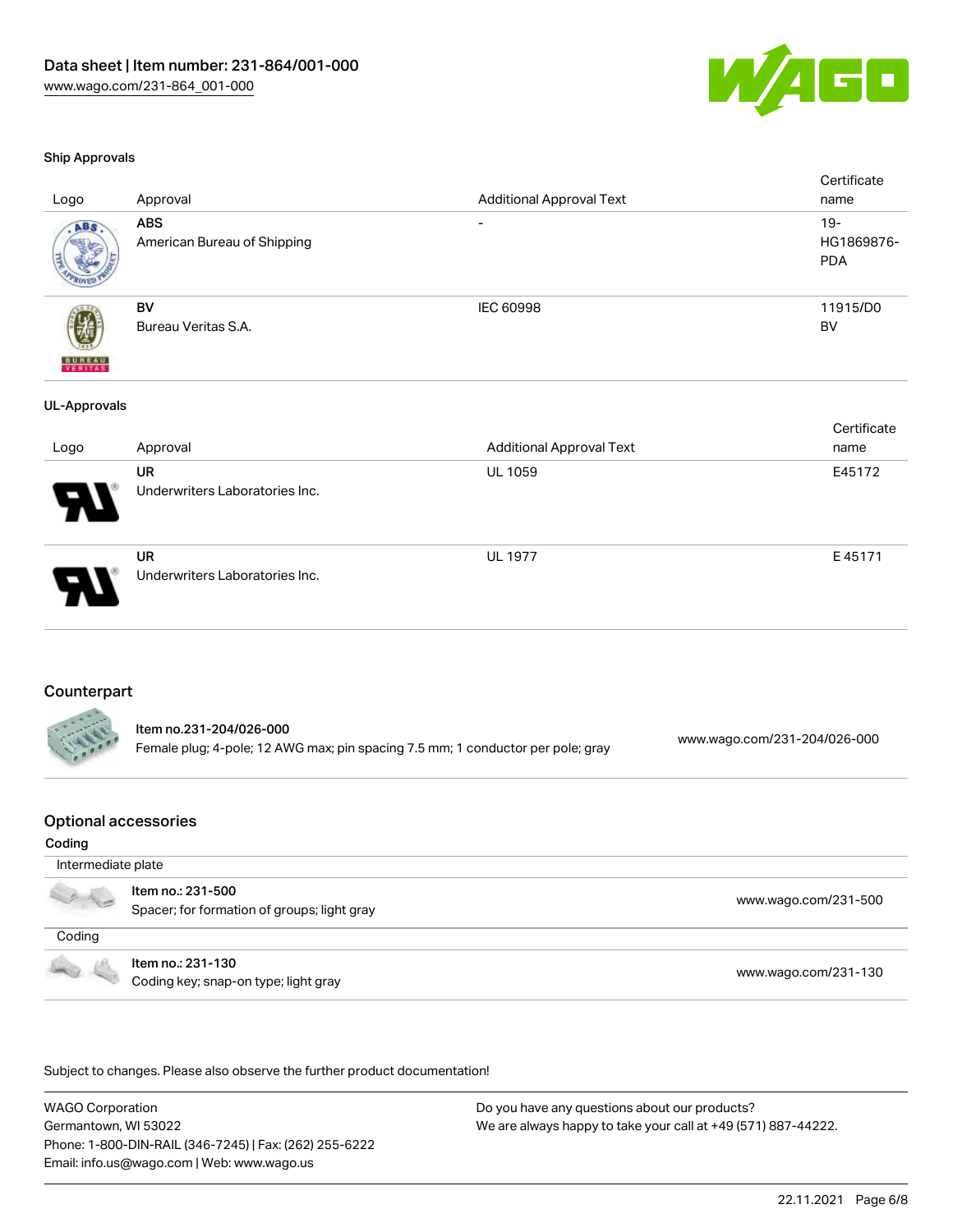Data sheet | Item number: 231-864/001-000
www.wago.com/231-864_001-000

### Ship Approvals

| Logo | Approval | Additional Approval Text | Certificate name |
| --- | --- | --- | --- |
| | **ABS** American Bureau of Shipping | - | 19-HG1869876-PDA |
| | **BV** Bureau Veritas S.A. | IEC 60998 | 11915/D0 BV |

### UL-Approvals

| Logo | Approval | Additional Approval Text | Certificate name |
| --- | --- | --- | --- |
| | **UR** Underwriters Laboratories Inc. | UL 1059 | E45172 |
| | **UR** Underwriters Laboratories Inc. | UL 1977 | E 45171 |

## Counterpart

| Item | Link |
| --- | --- |
| Item no.231-204/026-000<br>Female plug; 4-pole; 12 AWG max; pin spacing 7.5 mm; 1 conductor per pole; gray | www.wago.com/231-204/026-000 |

## Optional accessories

### Coding

Intermediate plate

| Item | Link |
| --- | --- |
| Item no.: 231-500<br>Spacer; for formation of groups; light gray | www.wago.com/231-500 |

Coding

| Item | Link |
| --- | --- |
| Item no.: 231-130<br>Coding key; snap-on type; light gray | www.wago.com/231-130 |

Subject to changes. Please also observe the further product documentation!

WAGO Corporation
Germantown, WI 53022
Phone: 1-800-DIN-RAIL (346-7245) | Fax: (262) 255-6222
Email: info.us@wago.com | Web: www.wago.us

Do you have any questions about our products?
We are always happy to take your call at +49 (571) 887-44222.

22.11.2021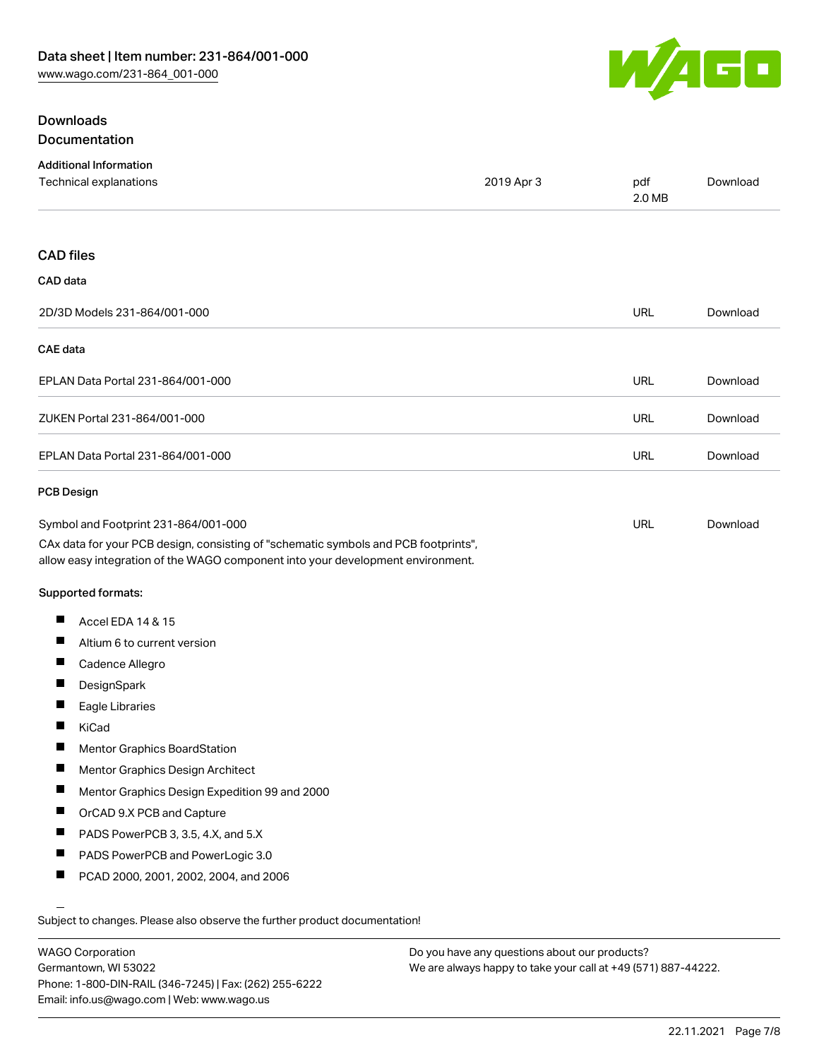## Downloads

### Documentation

**Additional Information**

| | | | |
|---|---|---|---|
| Technical explanations | 2019 Apr 3 | pdf 2.0 MB | Download |

### CAD files

**CAD data**

| | | |
|---|---|---|
| 2D/3D Models 231-864/001-000 | URL | Download |

**CAE data**

| | | |
|---|---|---|
| EPLAN Data Portal 231-864/001-000 | URL | Download |
| ZUKEN Portal 231-864/001-000 | URL | Download |
| EPLAN Data Portal 231-864/001-000 | URL | Download |

**PCB Design**

| | | |
|---|---|---|
| Symbol and Footprint 231-864/001-000 | URL | Download |

CAx data for your PCB design, consisting of "schematic symbols and PCB footprints", allow easy integration of the WAGO component into your development environment.

**Supported formats:**

- Accel EDA 14 & 15
- Altium 6 to current version
- Cadence Allegro
- DesignSpark
- Eagle Libraries
- KiCad
- Mentor Graphics BoardStation
- Mentor Graphics Design Architect
- Mentor Graphics Design Expedition 99 and 2000
- OrCAD 9.X PCB and Capture
- PADS PowerPCB 3, 3.5, 4.X, and 5.X
- PADS PowerPCB and PowerLogic 3.0
- PCAD 2000, 2001, 2002, 2004, and 2006

Subject to changes. Please also observe the further product documentation!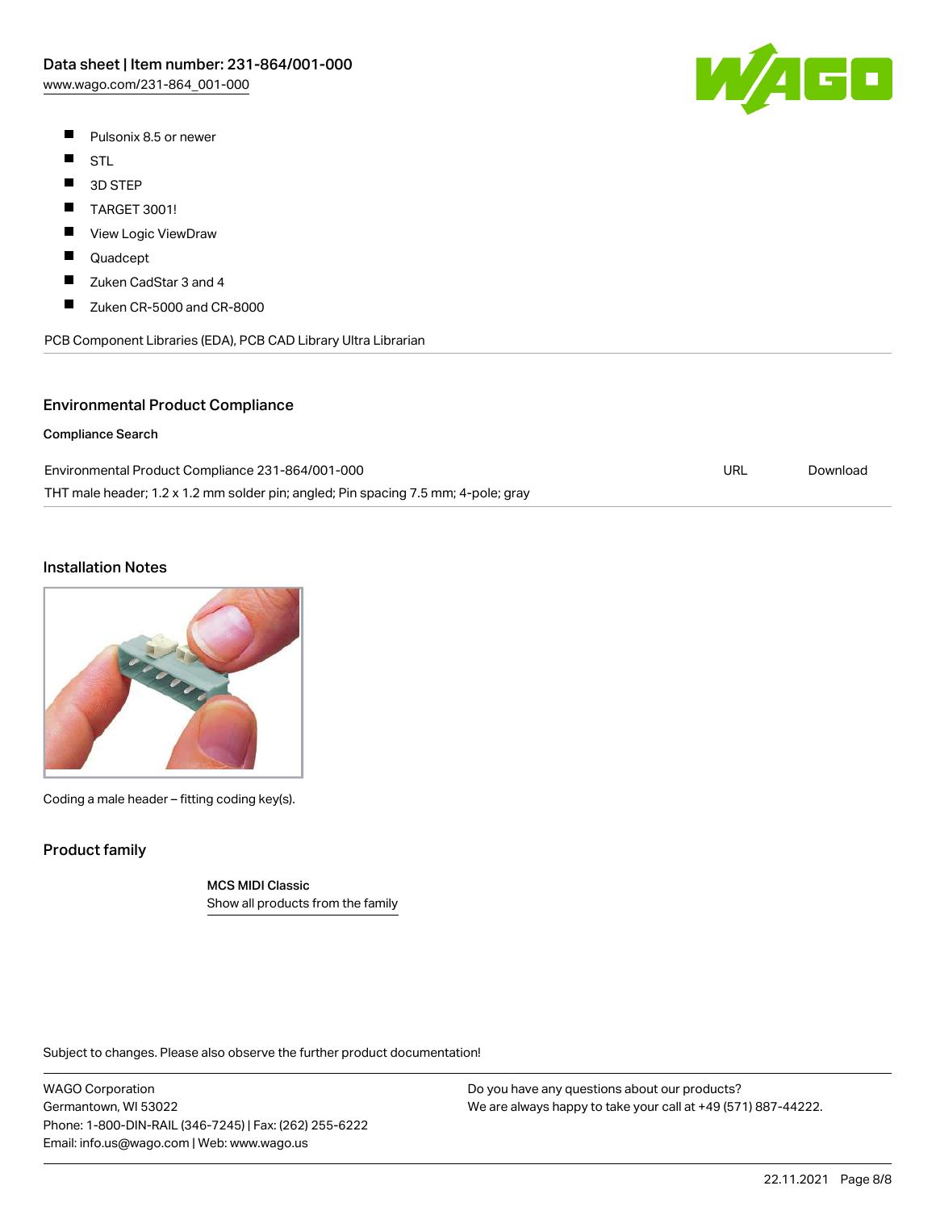- Pulsonix 8.5 or newer
- STL
- 3D STEP
- TARGET 3001!
- View Logic ViewDraw
- Quadcept
- Zuken CadStar 3 and 4
- Zuken CR-5000 and CR-8000

PCB Component Libraries (EDA), PCB CAD Library Ultra Librarian

## Environmental Product Compliance

### Compliance Search

| | | |
|---|---|---|
| Environmental Product Compliance 231-864/001-000<br>THT male header; 1.2 x 1.2 mm solder pin; angled; Pin spacing 7.5 mm; 4-pole; gray | URL | Download |

## Installation Notes

Coding a male header – fitting coding key(s).

## Product family

MCS MIDI Classic
Show all products from the family

Subject to changes. Please also observe the further product documentation!

WAGO Corporation
Germantown, WI 53022
Phone: 1-800-DIN-RAIL (346-7245) | Fax: (262) 255-6222
Email: info.us@wago.com | Web: www.wago.us

Do you have any questions about our products?
We are always happy to take your call at +49 (571) 887-44222.